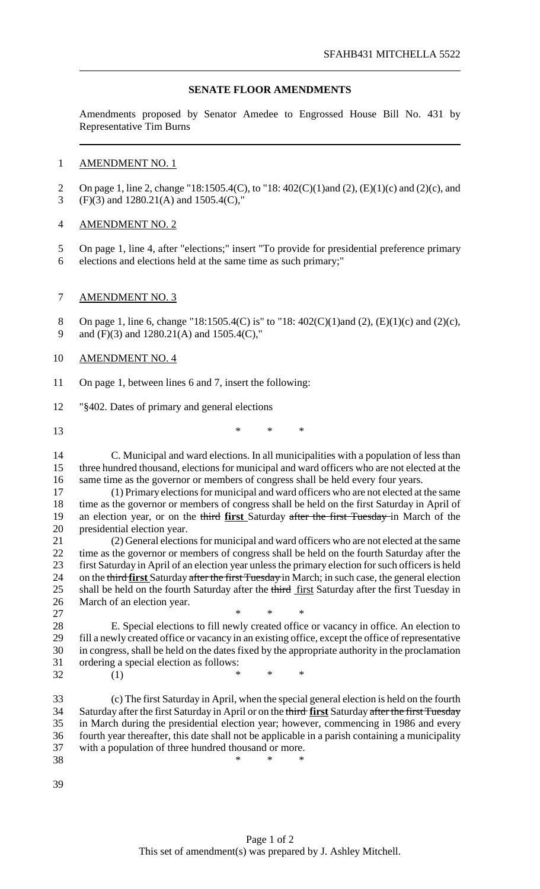SFAHB431 MITCHELLA 5522

**SENATE FLOOR AMENDMENTS**

Amendments proposed by Senator Amedee to Engrossed House Bill No. 431 by Representative Tim Burns

AMENDMENT NO. 1

On page 1, line 2, change "18:1505.4(C), to "18: 402(C)(1)and (2), (E)(1)(c) and (2)(c), and (F)(3) and 1280.21(A) and 1505.4(C),"

AMENDMENT NO. 2

On page 1, line 4, after "elections;" insert "To provide for presidential preference primary elections and elections held at the same time as such primary;"

AMENDMENT NO. 3

On page 1, line 6, change "18:1505.4(C) is" to "18: 402(C)(1)and (2), (E)(1)(c) and (2)(c), and (F)(3) and 1280.21(A) and 1505.4(C),"

AMENDMENT NO. 4

On page 1, between lines 6 and 7, insert the following:

"§402. Dates of primary and general elections

\* \* \*

C. Municipal and ward elections. In all municipalities with a population of less than three hundred thousand, elections for municipal and ward officers who are not elected at the same time as the governor or members of congress shall be held every four years.

(1) Primary elections for municipal and ward officers who are not elected at the same time as the governor or members of congress shall be held on the first Saturday in April of an election year, or on the ~~third~~ **first** Saturday ~~after the first Tuesday~~ in March of the presidential election year.

(2) General elections for municipal and ward officers who are not elected at the same time as the governor or members of congress shall be held on the fourth Saturday after the first Saturday in April of an election year unless the primary election for such officers is held on the ~~third~~ **first** Saturday ~~after the first Tuesday~~ in March; in such case, the general election shall be held on the fourth Saturday after the ~~third~~ first Saturday after the first Tuesday in March of an election year.

\* \* \*

E. Special elections to fill newly created office or vacancy in office. An election to fill a newly created office or vacancy in an existing office, except the office of representative in congress, shall be held on the dates fixed by the appropriate authority in the proclamation ordering a special election as follows:

(1) \* \* \*

(c) The first Saturday in April, when the special general election is held on the fourth Saturday after the first Saturday in April or on the ~~third~~ **first** Saturday ~~after the first Tuesday~~ in March during the presidential election year; however, commencing in 1986 and every fourth year thereafter, this date shall not be applicable in a parish containing a municipality with a population of three hundred thousand or more.

\* \* \*

This set of amendment(s) was prepared by J. Ashley Mitchell.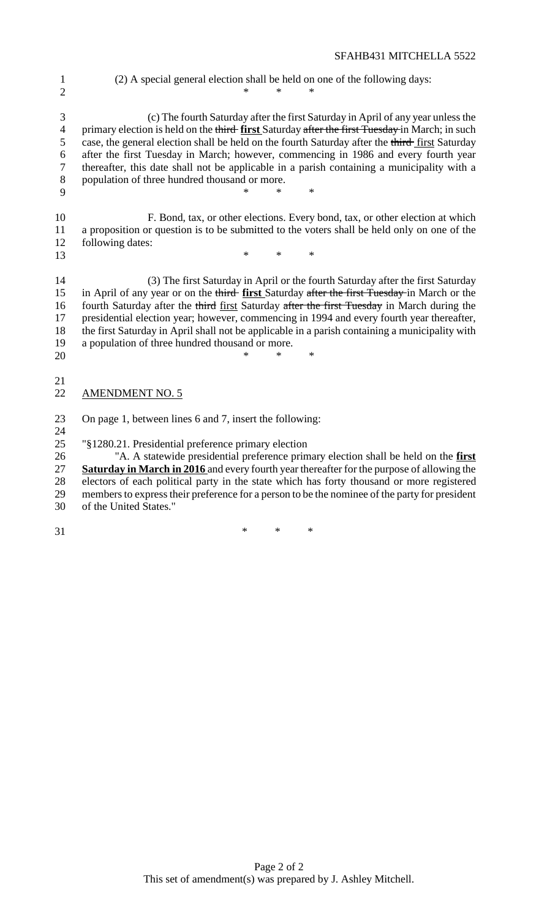(2) A special general election shall be held on one of the following days:

\* \* \*

(c) The fourth Saturday after the first Saturday in April of any year unless the primary election is held on the ~~third~~ **first** Saturday ~~after the first Tuesday~~ in March; in such case, the general election shall be held on the fourth Saturday after the ~~third~~ first Saturday after the first Tuesday in March; however, commencing in 1986 and every fourth year thereafter, this date shall not be applicable in a parish containing a municipality with a population of three hundred thousand or more.

\* \* \*

F. Bond, tax, or other elections. Every bond, tax, or other election at which a proposition or question is to be submitted to the voters shall be held only on one of the following dates:

\* \* \*

(3) The first Saturday in April or the fourth Saturday after the first Saturday in April of any year or on the ~~third~~ **first** Saturday ~~after the first Tuesday~~ in March or the fourth Saturday after the ~~third~~ first Saturday ~~after the first Tuesday~~ in March during the presidential election year; however, commencing in 1994 and every fourth year thereafter, the first Saturday in April shall not be applicable in a parish containing a municipality with a population of three hundred thousand or more.

\* \* \*

AMENDMENT NO. 5

On page 1, between lines 6 and 7, insert the following:

"§1280.21. Presidential preference primary election

"A. A statewide presidential preference primary election shall be held on the **first Saturday in March in 2016** and every fourth year thereafter for the purpose of allowing the electors of each political party in the state which has forty thousand or more registered members to express their preference for a person to be the nominee of the party for president of the United States."

\* \* \*

This set of amendment(s) was prepared by J. Ashley Mitchell.